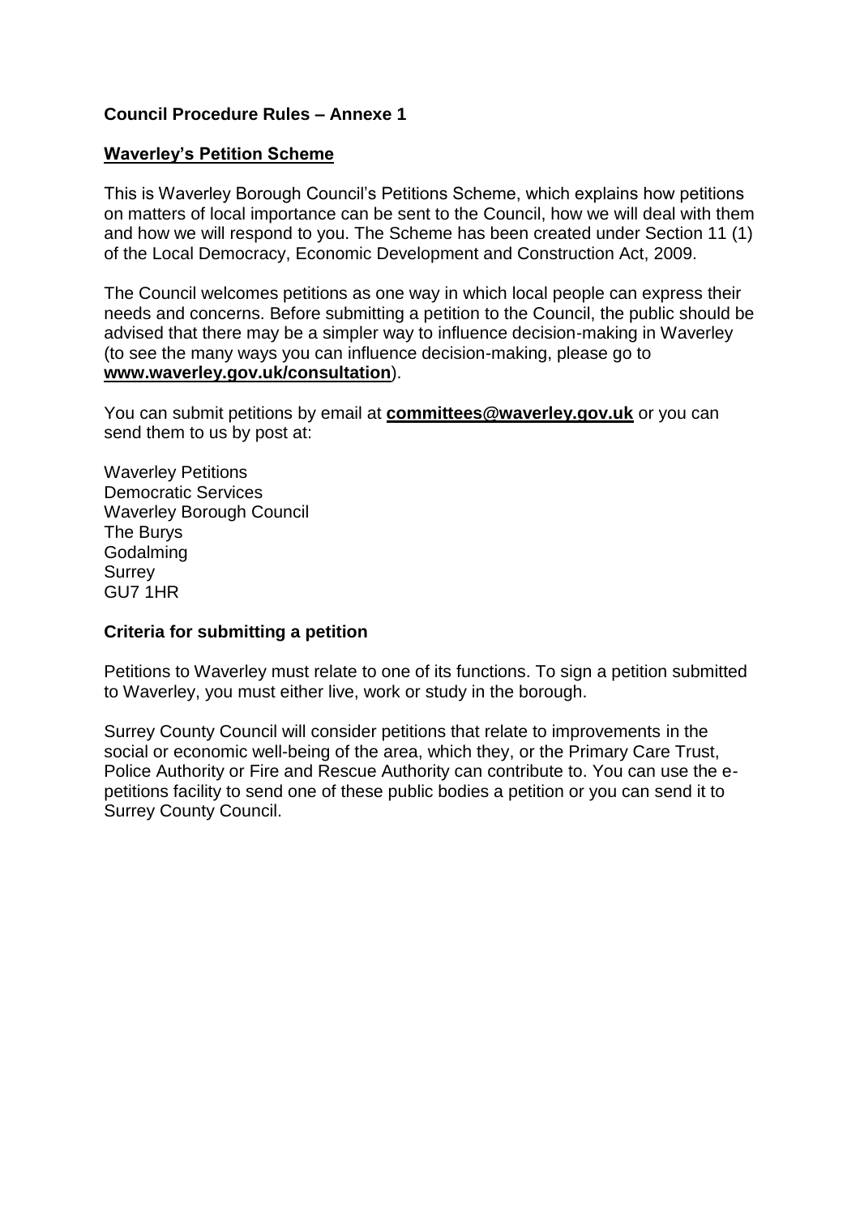**Council Procedure Rules – Annexe 1**

## Waverley's Petition Scheme

This is Waverley Borough Council's Petitions Scheme, which explains how petitions on matters of local importance can be sent to the Council, how we will deal with them and how we will respond to you. The Scheme has been created under Section 11 (1) of the Local Democracy, Economic Development and Construction Act, 2009.

The Council welcomes petitions as one way in which local people can express their needs and concerns. Before submitting a petition to the Council, the public should be advised that there may be a simpler way to influence decision-making in Waverley (to see the many ways you can influence decision-making, please go to **www.waverley.gov.uk/consultation**).

You can submit petitions by email at **committees@waverley.gov.uk** or you can send them to us by post at:

Waverley Petitions
Democratic Services
Waverley Borough Council
The Burys
Godalming
Surrey
GU7 1HR

### Criteria for submitting a petition

Petitions to Waverley must relate to one of its functions. To sign a petition submitted to Waverley, you must either live, work or study in the borough.

Surrey County Council will consider petitions that relate to improvements in the social or economic well-being of the area, which they, or the Primary Care Trust, Police Authority or Fire and Rescue Authority can contribute to. You can use the e-petitions facility to send one of these public bodies a petition or you can send it to Surrey County Council.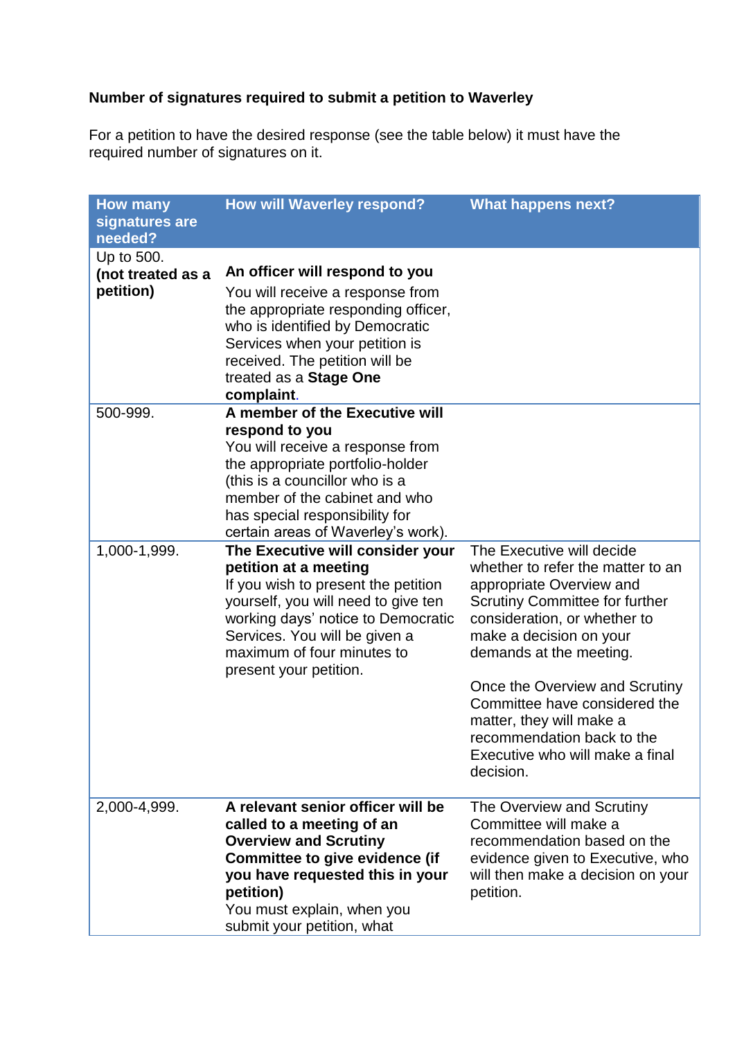**Number of signatures required to submit a petition to Waverley**

For a petition to have the desired response (see the table below) it must have the required number of signatures on it.

| How many signatures are needed? | How will Waverley respond? | What happens next? |
|---|---|---|
| Up to 500. **(not treated as a petition)** | **An officer will respond to you** You will receive a response from the appropriate responding officer, who is identified by Democratic Services when your petition is received. The petition will be treated as a **Stage One complaint**. | |
| 500-999. | **A member of the Executive will respond to you** You will receive a response from the appropriate portfolio-holder (this is a councillor who is a member of the cabinet and who has special responsibility for certain areas of Waverley's work). | |
| 1,000-1,999. | **The Executive will consider your petition at a meeting** If you wish to present the petition yourself, you will need to give ten working days' notice to Democratic Services. You will be given a maximum of four minutes to present your petition. | The Executive will decide whether to refer the matter to an appropriate Overview and Scrutiny Committee for further consideration, or whether to make a decision on your demands at the meeting.<br><br>Once the Overview and Scrutiny Committee have considered the matter, they will make a recommendation back to the Executive who will make a final decision. |
| 2,000-4,999. | **A relevant senior officer will be called to a meeting of an Overview and Scrutiny Committee to give evidence (if you have requested this in your petition)** You must explain, when you submit your petition, what | The Overview and Scrutiny Committee will make a recommendation based on the evidence given to Executive, who will then make a decision on your petition. |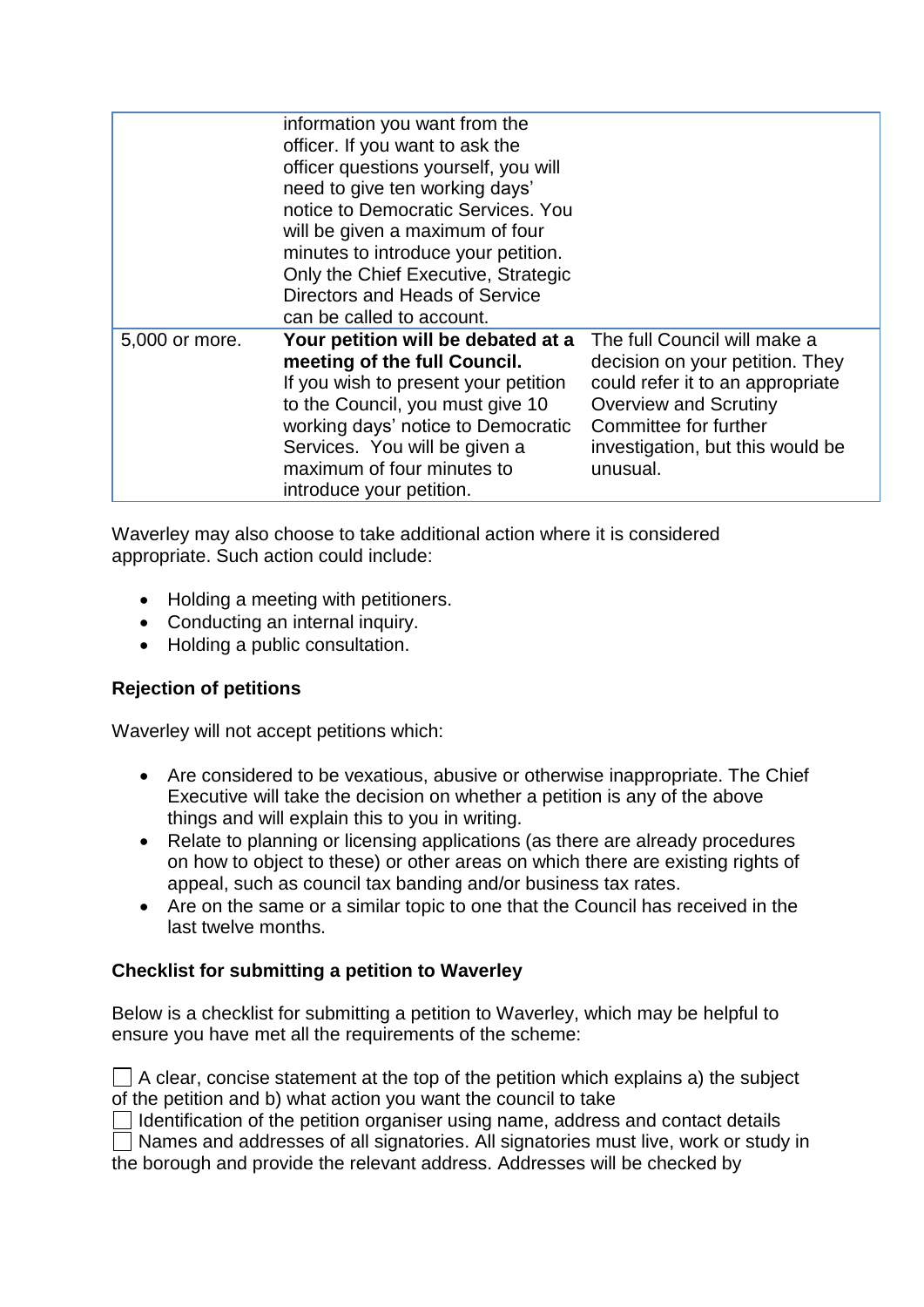| | | |
|---|---|---|
| | information you want from the officer. If you want to ask the officer questions yourself, you will need to give ten working days' notice to Democratic Services. You will be given a maximum of four minutes to introduce your petition. Only the Chief Executive, Strategic Directors and Heads of Service can be called to account. | |
| 5,000 or more. | **Your petition will be debated at a meeting of the full Council.** If you wish to present your petition to the Council, you must give 10 working days' notice to Democratic Services. You will be given a maximum of four minutes to introduce your petition. | The full Council will make a decision on your petition. They could refer it to an appropriate Overview and Scrutiny Committee for further investigation, but this would be unusual. |

Waverley may also choose to take additional action where it is considered appropriate. Such action could include:

- Holding a meeting with petitioners.
- Conducting an internal inquiry.
- Holding a public consultation.

**Rejection of petitions**

Waverley will not accept petitions which:

- Are considered to be vexatious, abusive or otherwise inappropriate. The Chief Executive will take the decision on whether a petition is any of the above things and will explain this to you in writing.
- Relate to planning or licensing applications (as there are already procedures on how to object to these) or other areas on which there are existing rights of appeal, such as council tax banding and/or business tax rates.
- Are on the same or a similar topic to one that the Council has received in the last twelve months.

**Checklist for submitting a petition to Waverley**

Below is a checklist for submitting a petition to Waverley, which may be helpful to ensure you have met all the requirements of the scheme:

☐ A clear, concise statement at the top of the petition which explains a) the subject of the petition and b) what action you want the council to take

☐ Identification of the petition organiser using name, address and contact details

☐ Names and addresses of all signatories. All signatories must live, work or study in the borough and provide the relevant address. Addresses will be checked by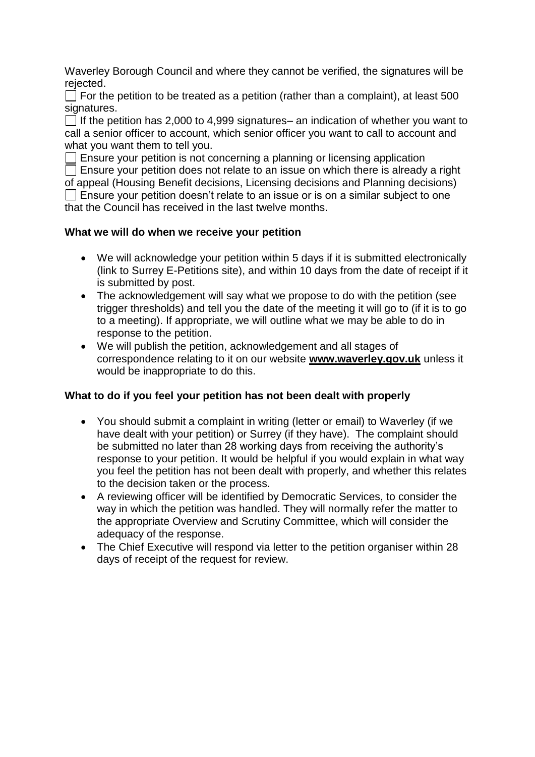Waverley Borough Council and where they cannot be verified, the signatures will be rejected.

- [ ] For the petition to be treated as a petition (rather than a complaint), at least 500 signatures.
- [ ] If the petition has 2,000 to 4,999 signatures– an indication of whether you want to call a senior officer to account, which senior officer you want to call to account and what you want them to tell you.
- [ ] Ensure your petition is not concerning a planning or licensing application
- [ ] Ensure your petition does not relate to an issue on which there is already a right of appeal (Housing Benefit decisions, Licensing decisions and Planning decisions)
- [ ] Ensure your petition doesn't relate to an issue or is on a similar subject to one that the Council has received in the last twelve months.

**What we will do when we receive your petition**

- We will acknowledge your petition within 5 days if it is submitted electronically (link to Surrey E-Petitions site), and within 10 days from the date of receipt if it is submitted by post.
- The acknowledgement will say what we propose to do with the petition (see trigger thresholds) and tell you the date of the meeting it will go to (if it is to go to a meeting). If appropriate, we will outline what we may be able to do in response to the petition.
- We will publish the petition, acknowledgement and all stages of correspondence relating to it on our website **www.waverley.gov.uk** unless it would be inappropriate to do this.

**What to do if you feel your petition has not been dealt with properly**

- You should submit a complaint in writing (letter or email) to Waverley (if we have dealt with your petition) or Surrey (if they have). The complaint should be submitted no later than 28 working days from receiving the authority's response to your petition. It would be helpful if you would explain in what way you feel the petition has not been dealt with properly, and whether this relates to the decision taken or the process.
- A reviewing officer will be identified by Democratic Services, to consider the way in which the petition was handled. They will normally refer the matter to the appropriate Overview and Scrutiny Committee, which will consider the adequacy of the response.
- The Chief Executive will respond via letter to the petition organiser within 28 days of receipt of the request for review.